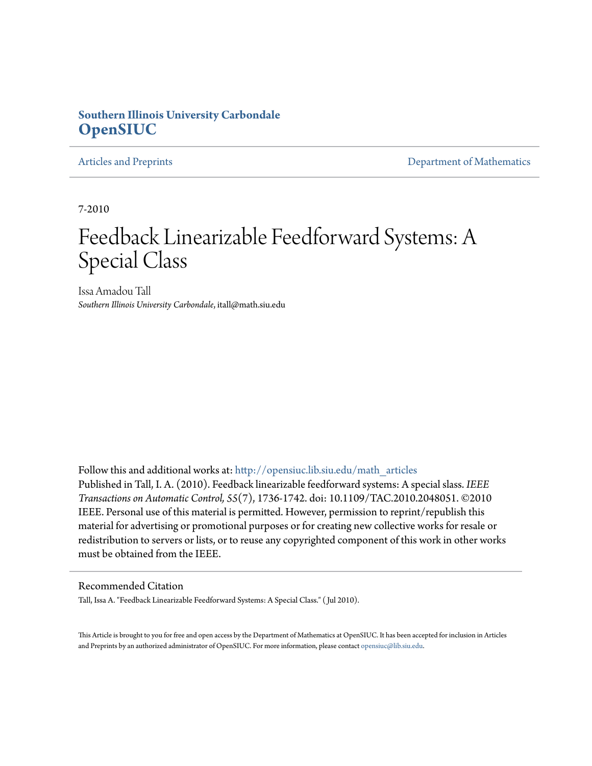**Southern Illinois University Carbondale**
**OpenSIUC**

Articles and Preprints | Department of Mathematics

7-2010

# Feedback Linearizable Feedforward Systems: A Special Class

Issa Amadou Tall
*Southern Illinois University Carbondale*, itall@math.siu.edu

Follow this and additional works at: http://opensiuc.lib.siu.edu/math_articles
Published in Tall, I. A. (2010). Feedback linearizable feedforward systems: A special slass. *IEEE Transactions on Automatic Control, 55*(7), 1736-1742. doi: 10.1109/TAC.2010.2048051. ©2010 IEEE. Personal use of this material is permitted. However, permission to reprint/republish this material for advertising or promotional purposes or for creating new collective works for resale or redistribution to servers or lists, or to reuse any copyrighted component of this work in other works must be obtained from the IEEE.

## Recommended Citation

Tall, Issa A. "Feedback Linearizable Feedforward Systems: A Special Class." ( Jul 2010).

This Article is brought to you for free and open access by the Department of Mathematics at OpenSIUC. It has been accepted for inclusion in Articles and Preprints by an authorized administrator of OpenSIUC. For more information, please contact opensiuc@lib.siu.edu.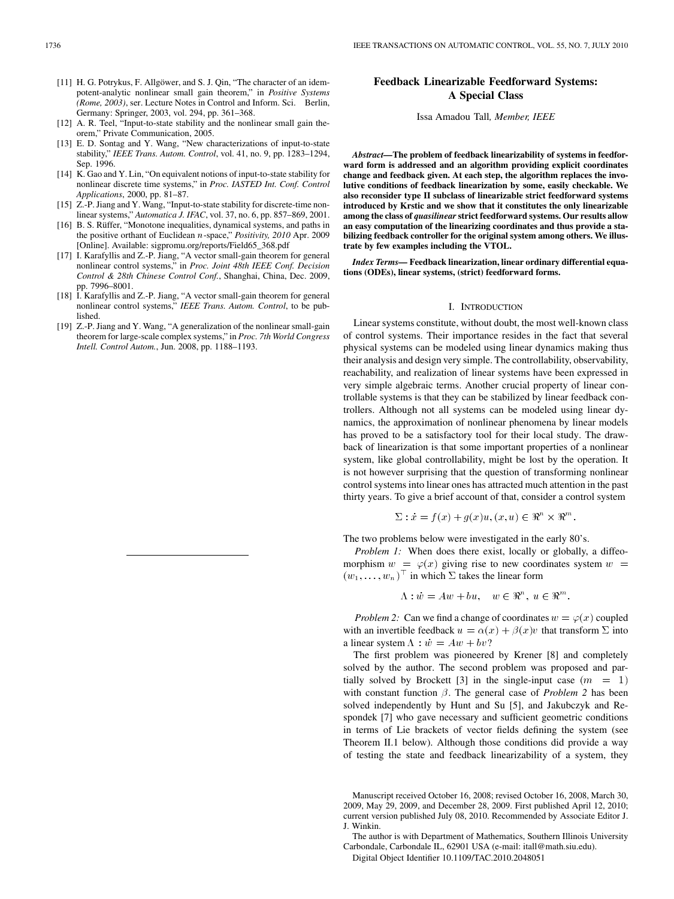[11] H. G. Potrykus, F. Allgöwer, and S. J. Qin, "The character of an idempotent-analytic nonlinear small gain theorem," in *Positive Systems (Rome, 2003)*, ser. Lecture Notes in Control and Inform. Sci. Berlin, Germany: Springer, 2003, vol. 294, pp. 361–368.

[12] A. R. Teel, "Input-to-state stability and the nonlinear small gain theorem," Private Communication, 2005.

[13] E. D. Sontag and Y. Wang, "New characterizations of input-to-state stability," *IEEE Trans. Autom. Control*, vol. 41, no. 9, pp. 1283–1294, Sep. 1996.

[14] K. Gao and Y. Lin, "On equivalent notions of input-to-state stability for nonlinear discrete time systems," in *Proc. IASTED Int. Conf. Control Applications*, 2000, pp. 81–87.

[15] Z.-P. Jiang and Y. Wang, "Input-to-state stability for discrete-time nonlinear systems," *Automatica J. IFAC*, vol. 37, no. 6, pp. 857–869, 2001.

[16] B. S. Rüffer, "Monotone inequalities, dynamical systems, and paths in the positive orthant of Euclidean $n$-space," *Positivity, 2010* Apr. 2009 [Online]. Available: sigpromu.org/reports/Field65_368.pdf

[17] I. Karafyllis and Z.-P. Jiang, "A vector small-gain theorem for general nonlinear control systems," in *Proc. Joint 48th IEEE Conf. Decision Control & 28th Chinese Control Conf.*, Shanghai, China, Dec. 2009, pp. 7996–8001.

[18] I. Karafyllis and Z.-P. Jiang, "A vector small-gain theorem for general nonlinear control systems," *IEEE Trans. Autom. Control*, to be published.

[19] Z.-P. Jiang and Y. Wang, "A generalization of the nonlinear small-gain theorem for large-scale complex systems," in *Proc. 7th World Congress Intell. Control Autom.*, Jun. 2008, pp. 1188–1193.

# Feedback Linearizable Feedforward Systems: A Special Class

Issa Amadou Tall, *Member, IEEE*

***Abstract*—The problem of feedback linearizability of systems in feedforward form is addressed and an algorithm providing explicit coordinates change and feedback given. At each step, the algorithm replaces the involutive conditions of feedback linearization by some, easily checkable. We also reconsider type II subclass of linearizable strict feedforward systems introduced by Krstic and we show that it constitutes the only linearizable among the class of *quasilinear* strict feedforward systems. Our results allow an easy computation of the linearizing coordinates and thus provide a stabilizing feedback controller for the original system among others. We illustrate by few examples including the VTOL.**

***Index Terms*— Feedback linearization, linear ordinary differential equations (ODEs), linear systems, (strict) feedforward forms.**

## I. Introduction

Linear systems constitute, without doubt, the most well-known class of control systems. Their importance resides in the fact that several physical systems can be modeled using linear dynamics making thus their analysis and design very simple. The controllability, observability, reachability, and realization of linear systems have been expressed in very simple algebraic terms. Another crucial property of linear controllable systems is that they can be stabilized by linear feedback controllers. Although not all systems can be modeled using linear dynamics, the approximation of nonlinear phenomena by linear models has proved to be a satisfactory tool for their local study. The drawback of linearization is that some important properties of a nonlinear system, like global controllability, might be lost by the operation. It is not however surprising that the question of transforming nonlinear control systems into linear ones has attracted much attention in the past thirty years. To give a brief account of that, consider a control system

$$\Sigma : \dot{x} = f(x) + g(x)u, (x, u) \in \Re^n \times \Re^m.$$

The two problems below were investigated in the early 80's.

*Problem 1:* When does there exist, locally or globally, a diffeomorphism $w = \varphi(x)$ giving rise to new coordinates system $w = (w_1, \ldots, w_n)^\top$ in which $\Sigma$ takes the linear form

$$\Lambda : \dot{w} = Aw + bu, \quad w \in \Re^n,\ u \in \Re^m.$$

*Problem 2:* Can we find a change of coordinates $w = \varphi(x)$ coupled with an invertible feedback $u = \alpha(x) + \beta(x)v$ that transform $\Sigma$ into a linear system $\Lambda : \dot{w} = Aw + bv$?

The first problem was pioneered by Krener [8] and completely solved by the author. The second problem was proposed and partially solved by Brockett [3] in the single-input case ($m = 1$) with constant function $\beta$. The general case of *Problem 2* has been solved independently by Hunt and Su [5], and Jakubczyk and Respondek [7] who gave necessary and sufficient geometric conditions in terms of Lie brackets of vector fields defining the system (see Theorem II.1 below). Although those conditions did provide a way of testing the state and feedback linearizability of a system, they

Manuscript received October 16, 2008; revised October 16, 2008, March 30, 2009, May 29, 2009, and December 28, 2009. First published April 12, 2010; current version published July 08, 2010. Recommended by Associate Editor J. J. Winkin.

The author is with Department of Mathematics, Southern Illinois University Carbondale, Carbondale IL, 62901 USA (e-mail: itall@math.siu.edu).

Digital Object Identifier 10.1109/TAC.2010.2048051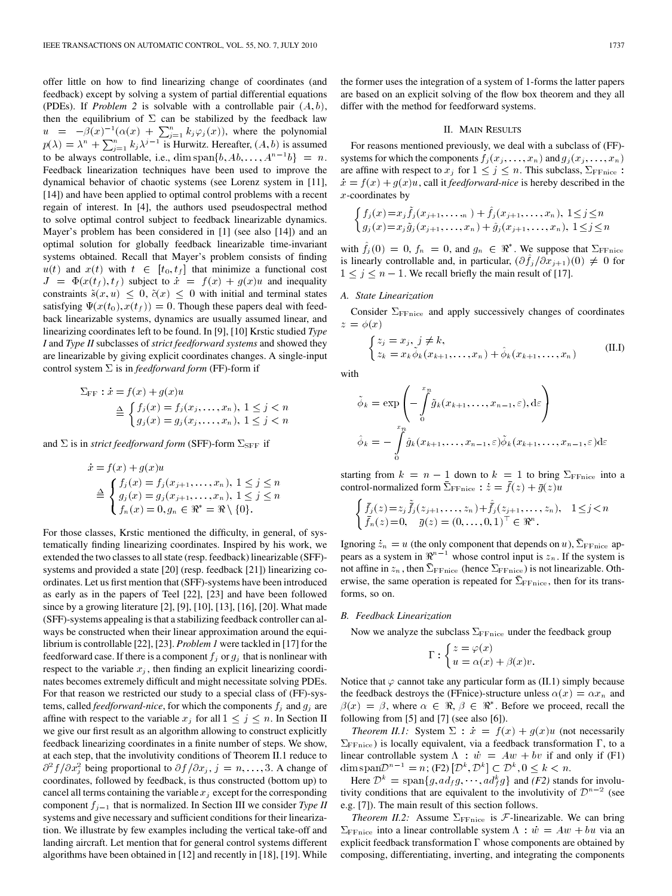offer little on how to find linearizing change of coordinates (and feedback) except by solving a system of partial differential equations (PDEs). If *Problem 2* is solvable with a controllable pair $(A, b)$, then the equilibrium of $\Sigma$ can be stabilized by the feedback law $u = -\beta(x)^{-1}(\alpha(x) + \sum_{j=1}^{n} k_j \varphi_j(x))$, where the polynomial $p(\lambda) = \lambda^n + \sum_{j=1}^{n} k_j \lambda^{j-1}$ is Hurwitz. Hereafter, $(A, b)$ is assumed to be always controllable, i.e., $\dim \operatorname{span}\{b, Ab, \ldots, A^{n-1}b\} = n$. Feedback linearization techniques have been used to improve the dynamical behavior of chaotic systems (see Lorenz system in [11], [14]) and have been applied to optimal control problems with a recent regain of interest. In [4], the authors used pseudospectral method to solve optimal control subject to feedback linearizable dynamics. Mayer's problem has been considered in [1] (see also [14]) and an optimal solution for globally feedback linearizable time-invariant systems obtained. Recall that Mayer's problem consists of finding $u(t)$ and $x(t)$ with $t \in [t_0, t_f]$ that minimize a functional cost $J = \Phi(x(t_f), t_f)$ subject to $\dot{x} = f(x) + g(x)u$ and inequality constraints $\tilde{s}(x, u) \leq 0$, $\tilde{c}(x) \leq 0$ with initial and terminal states satisfying $\Psi(x(t_0), x(t_f)) = 0$. Though these papers deal with feedback linearizable systems, dynamics are usually assumed linear, and linearizing coordinates left to be found. In [9], [10] Krstic studied *Type I* and *Type II* subclasses of *strict feedforward systems* and showed they are linearizable by giving explicit coordinates changes. A single-input control system $\Sigma$ is in *feedforward form* (FF)-form if

$$
\Sigma_{\mathrm{FF}} : \dot{x} = f(x) + g(x)u \triangleq \begin{cases} f_j(x) = f_j(x_j, \ldots, x_n), \ 1 \leq j < n \\ g_j(x) = g_j(x_j, \ldots, x_n), \ 1 \leq j < n \end{cases}
$$

and $\Sigma$ is in *strict feedforward form* (SFF)-form $\Sigma_{\mathrm{SFF}}$ if

$$
\dot{x} = f(x) + g(x)u \triangleq \begin{cases} f_j(x) = f_j(x_{j+1}, \ldots, x_n), \ 1 \leq j \leq n \\ g_j(x) = g_j(x_{j+1}, \ldots, x_n), \ 1 \leq j \leq n \\ f_n(x) = 0, g_n \in \Re^* = \Re \setminus \{0\}. \end{cases}
$$

For those classes, Krstic mentioned the difficulty, in general, of systematically finding linearizing coordinates. Inspired by his work, we extended the two classes to all state (resp. feedback) linearizable (SFF)-systems and provided a state [20] (resp. feedback [21]) linearizing coordinates. Let us first mention that (SFF)-systems have been introduced as early as in the papers of Teel [22], [23] and have been followed since by a growing literature [2], [9], [10], [13], [16], [20]. What made (SFF)-systems appealing is that a stabilizing feedback controller can always be constructed when their linear approximation around the equilibrium is controllable [22], [23]. *Problem 1* were tackled in [17] for the feedforward case. If there is a component $f_j$ or $g_j$ that is nonlinear with respect to the variable $x_j$, then finding an explicit linearizing coordinates becomes extremely difficult and might necessitate solving PDEs. For that reason we restricted our study to a special class of (FF)-systems, called *feedforward-nice*, for which the components $f_j$ and $g_j$ are affine with respect to the variable $x_j$ for all $1 \leq j \leq n$. In Section II we give our first result as an algorithm allowing to construct explicitly feedback linearizing coordinates in a finite number of steps. We show, at each step, that the involutivity conditions of Theorem II.1 reduce to $\partial^2 f / \partial x_j^2$ being proportional to $\partial f / \partial x_j$, $j = n, \ldots, 3$. A change of coordinates, followed by feedback, is thus constructed (bottom up) to cancel all terms containing the variable $x_j$ except for the corresponding component $f_{j-1}$ that is normalized. In Section III we consider *Type II* systems and give necessary and sufficient conditions for their linearization. We illustrate by few examples including the vertical take-off and landing aircraft. Let mention that for general control systems different algorithms have been obtained in [12] and recently in [18], [19]. While the former uses the integration of a system of 1-forms the latter papers are based on an explicit solving of the flow box theorem and they all differ with the method for feedforward systems.

## II. Main Results

For reasons mentioned previously, we deal with a subclass of (FF)-systems for which the components $f_j(x_j, \ldots, x_n)$ and $g_j(x_j, \ldots, x_n)$ are affine with respect to $x_j$ for $1 \leq j \leq n$. This subclass, $\Sigma_{\mathrm{FFnice}}$ : $\dot{x} = f(x) + g(x)u$, call it *feedforward-nice* is hereby described in the $x$-coordinates by

$$
\begin{cases} f_j(x) = x_j \tilde{f}_j(x_{j+1}, \ldots, x_n) + \hat{f}_j(x_{j+1}, \ldots, x_n), \ 1 \leq j \leq n \\ g_j(x) = x_j \tilde{g}_j(x_{j+1}, \ldots, x_n) + \hat{g}_j(x_{j+1}, \ldots, x_n), \ 1 \leq j \leq n \end{cases}
$$

with $\hat{f}_j(0) = 0$, $f_n = 0$, and $g_n \in \Re^*$. We suppose that $\Sigma_{\mathrm{FFnice}}$ is linearly controllable and, in particular, $(\partial \hat{f}_j / \partial x_{j+1})(0) \neq 0$ for $1 \leq j \leq n-1$. We recall briefly the main result of [17].

### A. State Linearization

Consider $\Sigma_{\mathrm{FFnice}}$ and apply successively changes of coordinates $z = \phi(x)$

$$
\begin{cases} z_j = x_j, \ j \neq k, \\ z_k = x_k \tilde{\phi}_k(x_{k+1}, \ldots, x_n) + \hat{\phi}_k(x_{k+1}, \ldots, x_n) \end{cases} \tag{II.I}
$$

with

$$
\tilde{\phi}_k = \exp\left( -\int_0^{x_n} \tilde{g}_k(x_{k+1}, \ldots, x_{n-1}, \varepsilon) \, \mathrm{d}\varepsilon \right)
$$

$$
\hat{\phi}_k = -\int_0^{x_n} \hat{g}_k(x_{k+1}, \ldots, x_{n-1}, \varepsilon) \tilde{\phi}_k(x_{k+1}, \ldots, x_{n-1}, \varepsilon) \mathrm{d}\varepsilon
$$

starting from $k = n-1$ down to $k = 1$ to bring $\Sigma_{\mathrm{FFnice}}$ into a control-normalized form $\bar{\Sigma}_{\mathrm{FFnice}} : \dot{z} = \bar{f}(z) + \bar{g}(z)u$

$$
\begin{cases} \bar{f}_j(z) = z_j \tilde{\bar{f}}_j(z_{j+1}, \ldots, z_n) + \hat{\bar{f}}_j(z_{j+1}, \ldots, z_n), \quad 1 \leq j < n \\ \bar{f}_n(z) = 0, \quad \bar{g}(z) = (0, \ldots, 0, 1)^\top \in \Re^n. \end{cases}
$$

Ignoring $\dot{z}_n = u$ (the only component that depends on $u$), $\bar{\Sigma}_{\mathrm{FFnice}}$ appears as a system in $\Re^{n-1}$ whose control input is $z_n$. If the system is not affine in $z_n$, then $\bar{\Sigma}_{\mathrm{FFnice}}$ (hence $\Sigma_{\mathrm{FFnice}}$) is not linearizable. Otherwise, the same operation is repeated for $\bar{\Sigma}_{\mathrm{FFnice}}$, then for its transforms, so on.

### B. Feedback Linearization

Now we analyze the subclass $\Sigma_{\mathrm{FFnice}}$ under the feedback group

$$
\Gamma : \begin{cases} z = \varphi(x) \\ u = \alpha(x) + \beta(x)v. \end{cases}
$$

Notice that $\varphi$ cannot take any particular form as (II.1) simply because the feedback destroys the (FFnice)-structure unless $\alpha(x) = \alpha x_n$ and $\beta(x) = \beta$, where $\alpha \in \Re$, $\beta \in \Re^*$. Before we proceed, recall the following from [5] and [7] (see also [6]).

*Theorem II.1:* System $\Sigma : \dot{x} = f(x) + g(x)u$ (not necessarily $\Sigma_{\mathrm{FFnice}}$) is locally equivalent, via a feedback transformation $\Gamma$, to a linear controllable system $\Lambda : \dot{w} = Aw + bv$ if and only if (F1) $\dim \operatorname{span} \mathcal{D}^{n-1} = n$; (F2) $[\mathcal{D}^k, \mathcal{D}^k] \subset \mathcal{D}^k, 0 \leq k < n$.

Here $\mathcal{D}^k = \operatorname{span}\{g, ad_f g, \cdots, ad_f^k g\}$ and *(F2)* stands for involutivity conditions that are equivalent to the involutivity of $\mathcal{D}^{n-2}$ (see e.g. [7]). The main result of this section follows.

*Theorem II.2:* Assume $\Sigma_{\mathrm{FFnice}}$ is $\mathcal{F}$-linearizable. We can bring $\Sigma_{\mathrm{FFnice}}$ into a linear controllable system $\Lambda : \dot{w} = Aw + bu$ via an explicit feedback transformation $\Gamma$ whose components are obtained by composing, differentiating, inverting, and integrating the components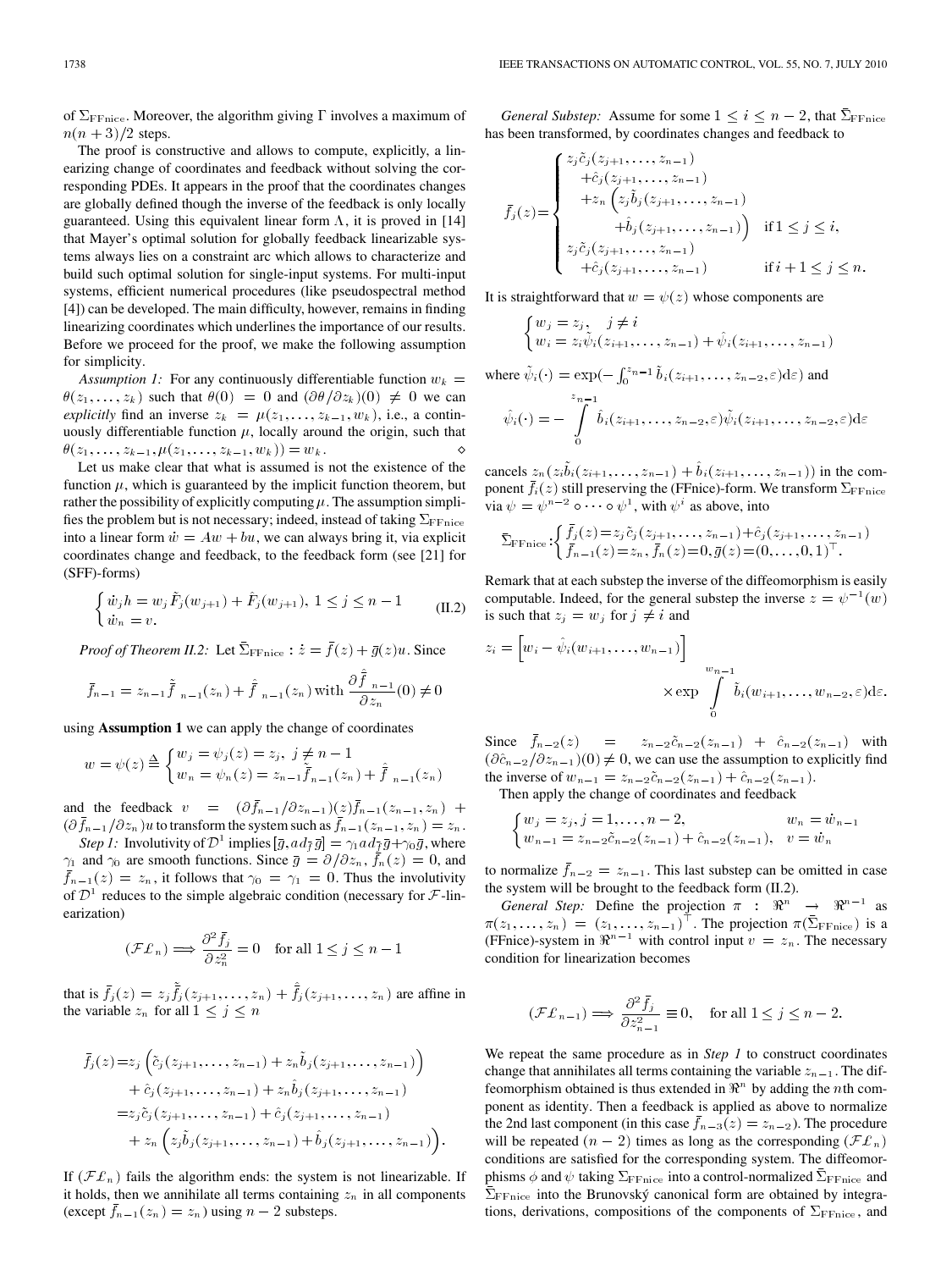of $\Sigma_{\text{FFnice}}$. Moreover, the algorithm giving $\Gamma$ involves a maximum of $n(n+3)/2$ steps.

The proof is constructive and allows to compute, explicitly, a linearizing change of coordinates and feedback without solving the corresponding PDEs. It appears in the proof that the coordinates changes are globally defined though the inverse of the feedback is only locally guaranteed. Using this equivalent linear form $\Lambda$, it is proved in [14] that Mayer's optimal solution for globally feedback linearizable systems always lies on a constraint arc which allows to characterize and build such optimal solution for single-input systems. For multi-input systems, efficient numerical procedures (like pseudospectral method [4]) can be developed. The main difficulty, however, remains in finding linearizing coordinates which underlines the importance of our results. Before we proceed for the proof, we make the following assumption for simplicity.

*Assumption 1:* For any continuously differentiable function $w_k = \theta(z_1, \ldots, z_k)$ such that $\theta(0) = 0$ and $(\partial\theta/\partial z_k)(0) \neq 0$ we can *explicitly* find an inverse $z_k = \mu(z_1, \ldots, z_{k-1}, w_k)$, i.e., a continuously differentiable function $\mu$, locally around the origin, such that $\theta(z_1, \ldots, z_{k-1}, \mu(z_1, \ldots, z_{k-1}, w_k)) = w_k$. $\diamond$

Let us make clear that what is assumed is not the existence of the function $\mu$, which is guaranteed by the implicit function theorem, but rather the possibility of explicitly computing $\mu$. The assumption simplifies the problem but is not necessary; indeed, instead of taking $\Sigma_{\text{FFnice}}$ into a linear form $\dot{w} = Aw + bu$, we can always bring it, via explicit coordinates change and feedback, to the feedback form (see [21] for (SFF)-forms)

$$
\begin{cases} \dot{w}_j h = w_j \tilde{F}_j(w_{j+1}) + \hat{F}_j(w_{j+1}), \ 1 \le j \le n-1 \\ \dot{w}_n = v. \end{cases} \tag{II.2}
$$

*Proof of Theorem II.2:* Let $\bar{\Sigma}_{\text{FFnice}} : \dot{z} = \bar{f}(z) + \bar{g}(z)u$. Since

$$
\bar{f}_{n-1} = z_{n-1}\tilde{\bar{f}}_{n-1}(z_n) + \hat{\bar{f}}_{n-1}(z_n) \text{ with } \frac{\partial \hat{\bar{f}}_{n-1}}{\partial z_n}(0) \neq 0
$$

using **Assumption 1** we can apply the change of coordinates

$$
w = \psi(z) \triangleq \begin{cases} w_j = \psi_j(z) = z_j, \ j \neq n-1 \\ w_n = \psi_n(z) = z_{n-1}\tilde{\bar{f}}_{n-1}(z_n) + \hat{\bar{f}}_{n-1}(z_n) \end{cases}
$$

and the feedback $v = (\partial \bar{f}_{n-1}/\partial z_{n-1})(z)\bar{f}_{n-1}(z_{n-1}, z_n) + (\partial \bar{f}_{n-1}/\partial z_n)u$ to transform the system such as $\bar{f}_{n-1}(z_{n-1}, z_n) = z_n$.

*Step 1:* Involutivity of $\mathcal{D}^1$ implies $[\bar{g}, ad_{\bar{f}}\bar{g}] = \gamma_1 ad_{\bar{f}}\bar{g} + \gamma_0\bar{g}$, where $\gamma_1$ and $\gamma_0$ are smooth functions. Since $\bar{g} = \partial/\partial z_n$, $\bar{f}_n(z) = 0$, and $\bar{f}_{n-1}(z) = z_n$, it follows that $\gamma_0 = \gamma_1 = 0$. Thus the involutivity of $\mathcal{D}^1$ reduces to the simple algebraic condition (necessary for $\mathcal{F}$-linearization)

$$
(\mathcal{FL}_n) \Longrightarrow \frac{\partial^2 \bar{f}_j}{\partial z_n^2} = 0 \quad \text{for all } 1 \le j \le n-1
$$

that is $\bar{f}_j(z) = z_j\tilde{\bar{f}}_j(z_{j+1}, \ldots, z_n) + \hat{\bar{f}}_j(z_{j+1}, \ldots, z_n)$ are affine in the variable $z_n$ for all $1 \le j \le n$

$$
\begin{aligned}
\bar{f}_j(z) =& z_j\Big(\tilde{c}_j(z_{j+1}, \ldots, z_{n-1}) + z_n\tilde{b}_j(z_{j+1}, \ldots, z_{n-1})\Big) \\
&+ \hat{c}_j(z_{j+1}, \ldots, z_{n-1}) + z_n\hat{b}_j(z_{j+1}, \ldots, z_{n-1}) \\
=& z_j\tilde{c}_j(z_{j+1}, \ldots, z_{n-1}) + \hat{c}_j(z_{j+1}, \ldots, z_{n-1}) \\
&+ z_n\Big(z_j\tilde{b}_j(z_{j+1}, \ldots, z_{n-1}) + \hat{b}_j(z_{j+1}, \ldots, z_{n-1})\Big).
\end{aligned}
$$

If $(\mathcal{FL}_n)$ fails the algorithm ends: the system is not linearizable. If it holds, then we annihilate all terms containing $z_n$ in all components (except $\bar{f}_{n-1}(z_n) = z_n$) using $n-2$ substeps.

*General Substep:* Assume for some $1 \le i \le n-2$, that $\bar{\Sigma}_{\text{FFnice}}$ has been transformed, by coordinates changes and feedback to

$$
\bar{f}_j(z) = \begin{cases} z_j\tilde{c}_j(z_{j+1}, \ldots, z_{n-1}) \\ \quad + \hat{c}_j(z_{j+1}, \ldots, z_{n-1}) \\ \quad + z_n\Big(z_j\tilde{b}_j(z_{j+1}, \ldots, z_{n-1}) \\ \qquad + \hat{b}_j(z_{j+1}, \ldots, z_{n-1})\Big) & \text{if } 1 \le j \le i, \\ z_j\tilde{c}_j(z_{j+1}, \ldots, z_{n-1}) \\ \quad + \hat{c}_j(z_{j+1}, \ldots, z_{n-1}) & \text{if } i+1 \le j \le n. \end{cases}
$$

It is straightforward that $w = \psi(z)$ whose components are

$$
\begin{cases} w_j = z_j, \quad j \neq i \\ w_i = z_i\tilde{\psi}_i(z_{i+1}, \ldots, z_{n-1}) + \hat{\psi}_i(z_{i+1}, \ldots, z_{n-1}) \end{cases}
$$

where $\tilde{\psi}_i(\cdot) = \exp(-\int_0^{z_{n-1}} \tilde{b}_i(z_{i+1}, \ldots, z_{n-2}, \varepsilon)d\varepsilon)$ and

$$
\hat{\psi}_i(\cdot) = -\int_0^{z_{n-1}} \hat{b}_i(z_{i+1}, \ldots, z_{n-2}, \varepsilon)\tilde{\psi}_i(z_{i+1}, \ldots, z_{n-2}, \varepsilon)d\varepsilon
$$

cancels $z_n(z_i\tilde{b}_i(z_{i+1}, \ldots, z_{n-1}) + \hat{b}_i(z_{i+1}, \ldots, z_{n-1}))$ in the component $\bar{f}_i(z)$ still preserving the (FFnice)-form. We transform $\bar{\Sigma}_{\text{FFnice}}$ via $\psi = \psi^{n-2} \circ \cdots \circ \psi^1$, with $\psi^i$ as above, into

$$
\bar{\Sigma}_{\text{FFnice}} : \begin{cases} \bar{f}_j(z) = z_j\tilde{c}_j(z_{j+1}, \ldots, z_{n-1}) + \hat{c}_j(z_{j+1}, \ldots, z_{n-1}) \\ \bar{f}_{n-1}(z) = z_n, \ \bar{f}_n(z) = 0, \ \bar{g}(z) = (0, \ldots, 0, 1)^\top. \end{cases}
$$

Remark that at each substep the inverse of the diffeomorphism is easily computable. Indeed, for the general substep the inverse $z = \psi^{-1}(w)$ is such that $z_j = w_j$ for $j \neq i$ and

$$
z_i = \Big[w_i - \hat{\psi}_i(w_{i+1}, \ldots, w_{n-1})\Big] \times \exp \int_0^{w_{n-1}} \tilde{b}_i(w_{i+1}, \ldots, w_{n-2}, \varepsilon)d\varepsilon.
$$

Since $\bar{f}_{n-2}(z) = z_{n-2}\tilde{c}_{n-2}(z_{n-1}) + \hat{c}_{n-2}(z_{n-1})$ with $(\partial\hat{c}_{n-2}/\partial z_{n-1})(0) \neq 0$, we can use the assumption to explicitly find the inverse of $w_{n-1} = z_{n-2}\tilde{c}_{n-2}(z_{n-1}) + \hat{c}_{n-2}(z_{n-1})$.

Then apply the change of coordinates and feedback

$$
\begin{cases} w_j = z_j, \ j = 1, \ldots, n-2, & w_n = \dot{w}_{n-1} \\ w_{n-1} = z_{n-2}\tilde{c}_{n-2}(z_{n-1}) + \hat{c}_{n-2}(z_{n-1}), & v = \dot{w}_n \end{cases}
$$

to normalize $\bar{f}_{n-2} = z_{n-1}$. This last substep can be omitted in case the system will be brought to the feedback form (II.2).

*General Step:* Define the projection $\pi : \Re^n \to \Re^{n-1}$ as $\pi(z_1, \ldots, z_n) = (z_1, \ldots, z_{n-1})^\top$. The projection $\pi(\bar{\Sigma}_{\text{FFnice}})$ is a (FFnice)-system in $\Re^{n-1}$ with control input $v = z_n$. The necessary condition for linearization becomes

$$
(\mathcal{FL}_{n-1}) \Longrightarrow \frac{\partial^2 \bar{f}_j}{\partial z_{n-1}^2} \equiv 0, \quad \text{for all } 1 \le j \le n-2.
$$

We repeat the same procedure as in *Step 1* to construct coordinates change that annihilates all terms containing the variable $z_{n-1}$. The diffeomorphism obtained is thus extended in $\Re^n$ by adding the $n$th component as identity. Then a feedback is applied as above to normalize the 2nd last component (in this case $\bar{f}_{n-3}(z) = z_{n-2}$). The procedure will be repeated $(n-2)$ times as long as the corresponding $(\mathcal{FL}_n)$ conditions are satisfied for the corresponding system. The diffeomorphisms $\phi$ and $\psi$ taking $\Sigma_{\text{FFnice}}$ into a control-normalized $\bar{\Sigma}_{\text{FFnice}}$ and $\bar{\Sigma}_{\text{FFnice}}$ into the Brunovský canonical form are obtained by integrations, derivations, compositions of the components of $\Sigma_{\text{FFnice}}$, and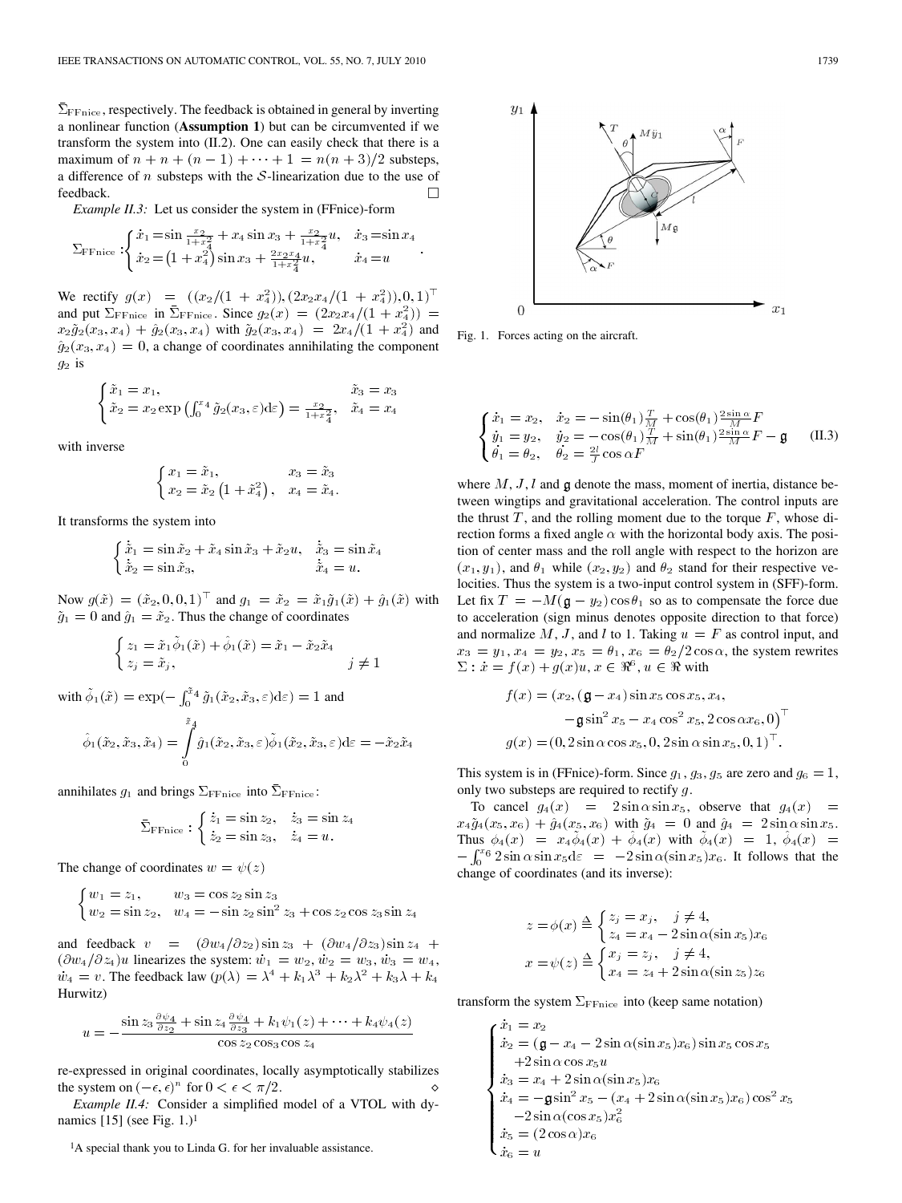$\bar{\Sigma}_{\text{FFnice}}$, respectively. The feedback is obtained in general by inverting a nonlinear function (**Assumption 1**) but can be circumvented if we transform the system into (II.2). One can easily check that there is a maximum of $n + n + (n-1) + \cdots + 1 = n(n+3)/2$ substeps, a difference of $n$ substeps with the $\mathcal{S}$-linearization due to the use of feedback. $\square$

*Example II.3:* Let us consider the system in (FFnice)-form

$$\Sigma_{\text{FFnice}} : \begin{cases} \dot{x}_1 = \sin \frac{x_2}{1+x_4^2} + x_4 \sin x_3 + \frac{x_2}{1+x_4^2} u, & \dot{x}_3 = \sin x_4 \\ \dot{x}_2 = \left(1 + x_4^2\right) \sin x_3 + \frac{2x_2 x_4}{1+x_4^2} u, & \dot{x}_4 = u \end{cases}.$$

We rectify $g(x) = ((x_2/(1+x_4^2)), (2x_2x_4/(1+x_4^2)), 0, 1)^\top$ and put $\Sigma_{\text{FFnice}}$ in $\bar{\Sigma}_{\text{FFnice}}$. Since $g_2(x) = (2x_2x_4/(1+x_4^2)) = x_2 \tilde{g}_2(x_3, x_4) + \hat{g}_2(x_3, x_4)$ with $\tilde{g}_2(x_3, x_4) = 2x_4/(1+x_4^2)$ and $\hat{g}_2(x_3, x_4) = 0$, a change of coordinates annihilating the component $g_2$ is

$$\begin{cases} \tilde{x}_1 = x_1, & \tilde{x}_3 = x_3 \\ \tilde{x}_2 = x_2 \exp\left(\int_0^{x_4} \tilde{g}_2(x_3, \varepsilon) \mathrm{d}\varepsilon\right) = \frac{x_2}{1+x_4^2}, & \tilde{x}_4 = x_4 \end{cases}$$

with inverse

$$\begin{cases} x_1 = \tilde{x}_1, & x_3 = \tilde{x}_3 \\ x_2 = \tilde{x}_2 \left(1 + \tilde{x}_4^2\right), & x_4 = \tilde{x}_4. \end{cases}$$

It transforms the system into

$$\begin{cases} \dot{\tilde{x}}_1 = \sin \tilde{x}_2 + \tilde{x}_4 \sin \tilde{x}_3 + \tilde{x}_2 u, & \dot{\tilde{x}}_3 = \sin \tilde{x}_4 \\ \dot{\tilde{x}}_2 = \sin \tilde{x}_3, & \dot{\tilde{x}}_4 = u. \end{cases}$$

Now $g(\tilde{x}) = (\tilde{x}_2, 0, 0, 1)^\top$ and $g_1 = \tilde{x}_2 = \tilde{x}_1 \tilde{g}_1(\tilde{x}) + \hat{g}_1(\tilde{x})$ with $\tilde{g}_1 = 0$ and $\hat{g}_1 = \tilde{x}_2$. Thus the change of coordinates

$$\begin{cases} z_1 = \tilde{x}_1 \tilde{\phi}_1(\tilde{x}) + \hat{\phi}_1(\tilde{x}) = \tilde{x}_1 - \tilde{x}_2 \tilde{x}_4 \\ z_j = \tilde{x}_j, & j \neq 1 \end{cases}$$

with $\tilde{\phi}_1(\tilde{x}) = \exp(-\int_0^{\tilde{x}_4} \tilde{g}_1(\tilde{x}_2, \tilde{x}_3, \varepsilon) \mathrm{d}\varepsilon) = 1$ and

$$\hat{\phi}_1(\tilde{x}_2, \tilde{x}_3, \tilde{x}_4) = \int_0^{\tilde{x}_4} \hat{g}_1(\tilde{x}_2, \tilde{x}_3, \varepsilon) \tilde{\phi}_1(\tilde{x}_2, \tilde{x}_3, \varepsilon) \mathrm{d}\varepsilon = -\tilde{x}_2 \tilde{x}_4$$

annihilates $g_1$ and brings $\Sigma_{\text{FFnice}}$ into $\bar{\Sigma}_{\text{FFnice}}$:

$$\bar{\Sigma}_{\text{FFnice}} : \begin{cases} \dot{z}_1 = \sin z_2, & \dot{z}_3 = \sin z_4 \\ \dot{z}_2 = \sin z_3, & \dot{z}_4 = u. \end{cases}$$

The change of coordinates $w = \psi(z)$

$$\begin{cases} w_1 = z_1, & w_3 = \cos z_2 \sin z_3 \\ w_2 = \sin z_2, & w_4 = -\sin z_2 \sin^2 z_3 + \cos z_2 \cos z_3 \sin z_4 \end{cases}$$

and feedback $v = (\partial w_4/\partial z_2) \sin z_3 + (\partial w_4/\partial z_3) \sin z_4 + (\partial w_4/\partial z_4) u$ linearizes the system: $\dot{w}_1 = w_2, \dot{w}_2 = w_3, \dot{w}_3 = w_4, \dot{w}_4 = v$. The feedback law ($p(\lambda) = \lambda^4 + k_1\lambda^3 + k_2\lambda^2 + k_3\lambda + k_4$ Hurwitz)

$$u = -\frac{\sin z_3 \frac{\partial \psi_4}{\partial z_2} + \sin z_4 \frac{\partial \psi_4}{\partial z_3} + k_1 \psi_1(z) + \cdots + k_4 \psi_4(z)}{\cos z_2 \cos_3 \cos z_4}$$

re-expressed in original coordinates, locally asymptotically stabilizes the system on $(-\epsilon, \epsilon)^n$ for $0 < \epsilon < \pi/2$. $\diamond$

*Example II.4:* Consider a simplified model of a VTOL with dynamics [15] (see Fig. 1.)[1]

[1] A special thank you to Linda G. for her invaluable assistance.

Fig. 1. Forces acting on the aircraft.

$$\begin{cases} \dot{x}_1 = x_2, & \dot{x}_2 = -\sin(\theta_1) \frac{T}{M} + \cos(\theta_1) \frac{2 \sin \alpha}{M} F \\ \dot{y}_1 = y_2, & \dot{y}_2 = -\cos(\theta_1) \frac{T}{M} + \sin(\theta_1) \frac{2 \sin \alpha}{M} F - \mathfrak{g} \\ \dot{\theta}_1 = \theta_2, & \theta_2 = \frac{2l}{J} \cos \alpha F \end{cases} \tag{II.3}$$

where $M, J, l$ and $\mathfrak{g}$ denote the mass, moment of inertia, distance between wingtips and gravitational acceleration. The control inputs are the thrust $T$, and the rolling moment due to the torque $F$, whose direction forms a fixed angle $\alpha$ with the horizontal body axis. The position of center mass and the roll angle with respect to the horizon are $(x_1, y_1)$, and $\theta_1$ while $(x_2, y_2)$ and $\theta_2$ stand for their respective velocities. Thus the system is a two-input control system in (SFF)-form. Let fix $T = -M(\mathfrak{g} - y_2) \cos \theta_1$ so as to compensate the force due to acceleration (sign minus denotes opposite direction to that force) and normalize $M, J$, and $l$ to 1. Taking $u = F$ as control input, and $x_3 = y_1, x_4 = y_2, x_5 = \theta_1, x_6 = \theta_2 / 2 \cos \alpha$, the system rewrites $\Sigma : \dot{x} = f(x) + g(x)u, x \in \Re^6, u \in \Re$ with

$$\begin{aligned} f(x) = (&x_2, (\mathfrak{g} - x_4) \sin x_5 \cos x_5, x_4, \\ &-\mathfrak{g} \sin^2 x_5 - x_4 \cos^2 x_5, 2 \cos \alpha x_6, 0)^\top \\ g(x) = (&0, 2 \sin \alpha \cos x_5, 0, 2 \sin \alpha \sin x_5, 0, 1)^\top. \end{aligned}$$

This system is in (FFnice)-form. Since $g_1, g_3, g_5$ are zero and $g_6 = 1$, only two substeps are required to rectify $g$.

To cancel $g_4(x) = 2 \sin \alpha \sin x_5$, observe that $g_4(x) = x_4 \tilde{g}_4(x_5, x_6) + \hat{g}_4(x_5, x_6)$ with $\tilde{g}_4 = 0$ and $\hat{g}_4 = 2 \sin \alpha \sin x_5$. Thus $\phi_4(x) = x_4 \tilde{\phi}_4(x) + \hat{\phi}_4(x)$ with $\tilde{\phi}_4(x) = 1$, $\hat{\phi}_4(x) = -\int_0^{x_6} 2 \sin \alpha \sin x_5 \mathrm{d}\varepsilon = -2 \sin \alpha (\sin x_5) x_6$. It follows that the change of coordinates (and its inverse):

$$z = \phi(x) \triangleq \begin{cases} z_j = x_j, & j \neq 4, \\ z_4 = x_4 - 2 \sin \alpha (\sin x_5) x_6 \end{cases}$$

$$x = \psi(z) \triangleq \begin{cases} x_j = z_j, & j \neq 4, \\ x_4 = z_4 + 2 \sin \alpha (\sin z_5) z_6 \end{cases}$$

transform the system $\Sigma_{\text{FFnice}}$ into (keep same notation)

$$\begin{cases} \dot{x}_1 = x_2 \\ \dot{x}_2 = (\mathfrak{g} - x_4 - 2 \sin \alpha (\sin x_5) x_6) \sin x_5 \cos x_5 \\ \quad + 2 \sin \alpha \cos x_5 u \\ \dot{x}_3 = x_4 + 2 \sin \alpha (\sin x_5) x_6 \\ \dot{x}_4 = -\mathfrak{g} \sin^2 x_5 - (x_4 + 2 \sin \alpha (\sin x_5) x_6) \cos^2 x_5 \\ \quad - 2 \sin \alpha (\cos x_5) x_6^2 \\ \dot{x}_5 = (2 \cos \alpha) x_6 \\ \dot{x}_6 = u \end{cases}$$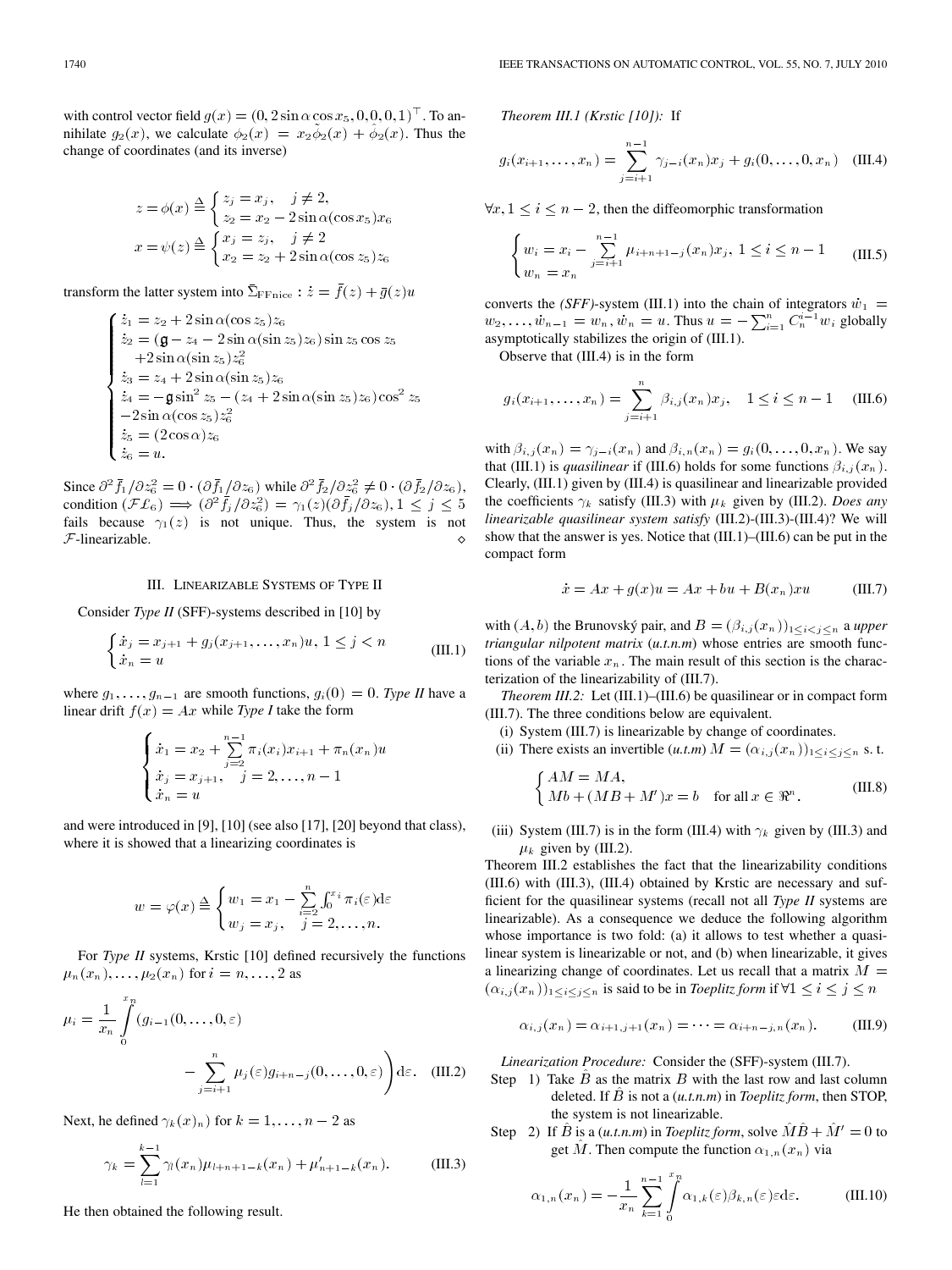with control vector field $g(x) = (0, 2\sin\alpha\cos x_5, 0, 0, 0, 1)^\top$. To annihilate $g_2(x)$, we calculate $\phi_2(x) = x_2\tilde{\phi}_2(x) + \hat{\phi}_2(x)$. Thus the change of coordinates (and its inverse)

$$z = \phi(x) \triangleq \begin{cases} z_j = x_j, & j \neq 2, \\ z_2 = x_2 - 2\sin\alpha(\cos x_5)x_6 \end{cases}$$
$$x = \psi(z) \triangleq \begin{cases} x_j = z_j, & j \neq 2 \\ x_2 = z_2 + 2\sin\alpha(\cos z_5)z_6 \end{cases}$$

transform the latter system into $\bar{\Sigma}_{\mathrm{FFnice}} : \dot{z} = \bar{f}(z) + \bar{g}(z)u$

$$\begin{cases} \dot{z}_1 = z_2 + 2\sin\alpha(\cos z_5)z_6 \\ \dot{z}_2 = (\mathfrak{g} - z_4 - 2\sin\alpha(\sin z_5)z_6)\sin z_5\cos z_5 \\ \quad +2\sin\alpha(\sin z_5)z_6^2 \\ \dot{z}_3 = z_4 + 2\sin\alpha(\sin z_5)z_6 \\ \dot{z}_4 = -\mathfrak{g}\sin^2 z_5 - (z_4 + 2\sin\alpha(\sin z_5)z_6)\cos^2 z_5 \\ -2\sin\alpha(\cos z_5)z_6^2 \\ \dot{z}_5 = (2\cos\alpha)z_6 \\ \dot{z}_6 = u. \end{cases}$$

Since $\partial^2\bar{f}_1/\partial z_6^2 = 0\cdot(\partial\bar{f}_1/\partial z_6)$ while $\partial^2\bar{f}_2/\partial z_6^2 \neq 0\cdot(\partial\bar{f}_2/\partial z_6)$, condition $(\mathcal{FL}_6) \implies (\partial^2\bar{f}_j/\partial z_6^2) = \gamma_1(z)(\partial\bar{f}_j/\partial z_6), 1 \leq j \leq 5$ fails because $\gamma_1(z)$ is not unique. Thus, the system is not $\mathcal{F}$-linearizable. ◇

## III. Linearizable Systems of Type II

Consider *Type II* (SFF)-systems described in [10] by

$$\begin{cases} \dot{x}_j = x_{j+1} + g_j(x_{j+1}, \ldots, x_n)u, \; 1 \leq j < n \\ \dot{x}_n = u \end{cases} \tag{III.1}$$

where $g_1, \ldots, g_{n-1}$ are smooth functions, $g_i(0) = 0$. *Type II* have a linear drift $f(x) = Ax$ while *Type I* take the form

$$\begin{cases} \dot{x}_1 = x_2 + \sum\limits_{j=2}^{n-1}\pi_i(x_i)x_{i+1} + \pi_n(x_n)u \\ \dot{x}_j = x_{j+1}, \quad j = 2, \ldots, n-1 \\ \dot{x}_n = u \end{cases}$$

and were introduced in [9], [10] (see also [17], [20] beyond that class), where it is showed that a linearizing coordinates is

$$w = \varphi(x) \triangleq \begin{cases} w_1 = x_1 - \sum\limits_{i=2}^{n}\int_0^{x_i}\pi_i(\varepsilon)\mathrm{d}\varepsilon \\ w_j = x_j, \quad j = 2, \ldots, n. \end{cases}$$

For *Type II* systems, Krstic [10] defined recursively the functions $\mu_n(x_n), \ldots, \mu_2(x_n)$ for $i = n, \ldots, 2$ as

$$\mu_i = \frac{1}{x_n}\int_0^{x_n}\left(g_{i-1}(0, \ldots, 0, \varepsilon) - \sum_{j=i+1}^{n}\mu_j(\varepsilon)g_{i+n-j}(0, \ldots, 0, \varepsilon)\right)\mathrm{d}\varepsilon. \tag{III.2}$$

Next, he defined $\gamma_k(x)_n)$ for $k = 1, \ldots, n-2$ as

$$\gamma_k = \sum_{l=1}^{k-1}\gamma_l(x_n)\mu_{l+n+1-k}(x_n) + \mu'_{n+1-k}(x_n). \tag{III.3}$$

He then obtained the following result.

*Theorem III.1 (Krstic [10]):* If

$$g_i(x_{i+1}, \ldots, x_n) = \sum_{j=i+1}^{n-1}\gamma_{j-i}(x_n)x_j + g_i(0, \ldots, 0, x_n) \tag{III.4}$$

$\forall x, 1 \leq i \leq n-2$, then the diffeomorphic transformation

$$\begin{cases} w_i = x_i - \sum\limits_{j=i+1}^{n-1}\mu_{i+n+1-j}(x_n)x_j, \; 1 \leq i \leq n-1 \\ w_n = x_n \end{cases} \tag{III.5}$$

converts the *(SFF)*-system (III.1) into the chain of integrators $\dot{w}_1 = w_2, \ldots, \dot{w}_{n-1} = w_n, \dot{w}_n = u$. Thus $u = -\sum_{i=1}^{n}C_n^{i-1}w_i$ globally asymptotically stabilizes the origin of (III.1).

Observe that (III.4) is in the form

$$g_i(x_{i+1}, \ldots, x_n) = \sum_{j=i+1}^{n}\beta_{i,j}(x_n)x_j, \quad 1 \leq i \leq n-1 \tag{III.6}$$

with $\beta_{i,j}(x_n) = \gamma_{j-i}(x_n)$ and $\beta_{i,n}(x_n) = g_i(0, \ldots, 0, x_n)$. We say that (III.1) is *quasilinear* if (III.6) holds for some functions $\beta_{i,j}(x_n)$. Clearly, (III.1) given by (III.4) is quasilinear and linearizable provided the coefficients $\gamma_k$ satisfy (III.3) with $\mu_k$ given by (III.2). *Does any linearizable quasilinear system satisfy* (III.2)-(III.3)-(III.4)? We will show that the answer is yes. Notice that (III.1)–(III.6) can be put in the compact form

$$\dot{x} = Ax + g(x)u = Ax + bu + B(x_n)xu \tag{III.7}$$

with $(A, b)$ the Brunovský pair, and $B = (\beta_{i,j}(x_n))_{1\leq i<j\leq n}$ a *upper triangular nilpotent matrix* (*u.t.n.m*) whose entries are smooth functions of the variable $x_n$. The main result of this section is the characterization of the linearizability of (III.7).

*Theorem III.2:* Let (III.1)–(III.6) be quasilinear or in compact form (III.7). The three conditions below are equivalent.

(i) System (III.7) is linearizable by change of coordinates.

(ii) There exists an invertible (*u.t.m*) $M = (\alpha_{i,j}(x_n))_{1\leq i\leq j\leq n}$ s. t.

$$\begin{cases} AM = MA, \\ Mb + (MB + M')x = b \quad \text{for all } x \in \Re^n. \end{cases} \tag{III.8}$$

(iii) System (III.7) is in the form (III.4) with $\gamma_k$ given by (III.3) and $\mu_k$ given by (III.2).

Theorem III.2 establishes the fact that the linearizability conditions (III.6) with (III.3), (III.4) obtained by Krstic are necessary and sufficient for the quasilinear systems (recall not all *Type II* systems are linearizable). As a consequence we deduce the following algorithm whose importance is two fold: (a) it allows to test whether a quasilinear system is linearizable or not, and (b) when linearizable, it gives a linearizing change of coordinates. Let us recall that a matrix $M = (\alpha_{i,j}(x_n))_{1\leq i\leq j\leq n}$ is said to be in *Toeplitz form* if $\forall 1 \leq i \leq j \leq n$

$$\alpha_{i,j}(x_n) = \alpha_{i+1,j+1}(x_n) = \cdots = \alpha_{i+n-j,n}(x_n). \tag{III.9}$$

*Linearization Procedure:* Consider the (SFF)-system (III.7).

Step 1) Take $\hat{B}$ as the matrix $B$ with the last row and last column deleted. If $\hat{B}$ is not a (*u.t.n.m*) in *Toeplitz form*, then STOP, the system is not linearizable.

Step 2) If $\hat{B}$ is a (*u.t.n.m*) in *Toeplitz form*, solve $\hat{M}\hat{B} + \hat{M}' = 0$ to get $\hat{M}$. Then compute the function $\alpha_{1,n}(x_n)$ via

$$\alpha_{1,n}(x_n) = -\frac{1}{x_n}\sum_{k=1}^{n-1}\int_0^{x_n}\alpha_{1,k}(\varepsilon)\beta_{k,n}(\varepsilon)\varepsilon\mathrm{d}\varepsilon. \tag{III.10}$$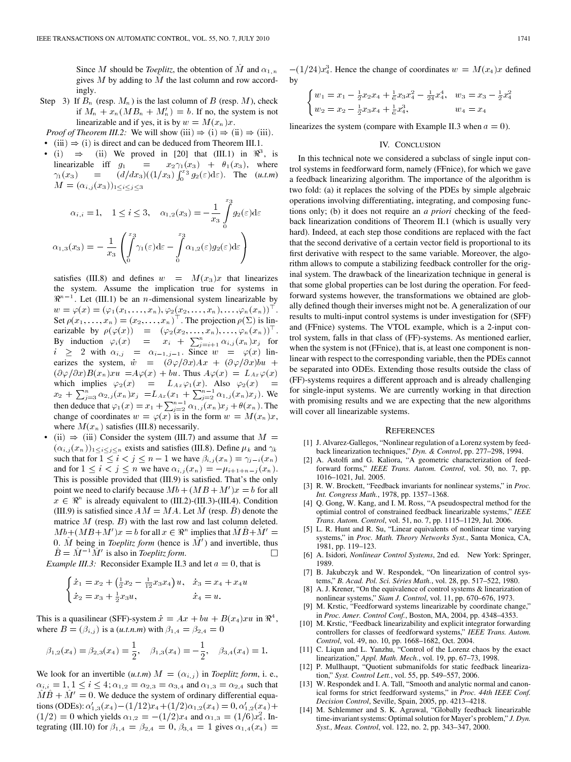Since $M$ should be *Toeplitz*, the obtention of $\hat{M}$ and $\alpha_{1,n}$ gives $M$ by adding to $\hat{M}$ the last column and row accordingly.

Step 3) If $B_n$ (resp. $M_n$) is the last column of $B$ (resp. $M$), check if $M_n + x_n(MB_n + M_n') = b$. If no, the system is not linearizable and if yes, it is by $w = M(x_n)x$.

*Proof of Theorem III.2:* We will show (ii) $\Rightarrow$ (i) $\Rightarrow$ (ii) $\Rightarrow$ (iii).

- (iii) $\Rightarrow$ (i) is direct and can be deduced from Theorem III.1.
- (i) $\Rightarrow$ (ii) We proved in [20] that (III.1) in $\Re^3$, is linearizable iff $g_1 = x_2\gamma_1(x_3) + \theta_1(x_3)$, where $\gamma_1(x_3) = (d/dx_3)((1/x_3)\int_0^{x_3} g_2(\varepsilon)\mathrm{d}\varepsilon)$. The (*u.t.m*) $M = (\alpha_{i,j}(x_3))_{1 \le i \le j \le 3}$

$$\alpha_{i,i} = 1, \quad 1 \le i \le 3, \quad \alpha_{1,2}(x_3) = -\frac{1}{x_3}\int_0^{x_3} g_2(\varepsilon)\mathrm{d}\varepsilon$$

$$\alpha_{1,3}(x_3) = -\frac{1}{x_3}\left(\int_0^{x_3}\gamma_1(\varepsilon)\mathrm{d}\varepsilon - \int_0^{x_3}\alpha_{1,2}(\varepsilon)g_2(\varepsilon)\mathrm{d}\varepsilon\right)$$

satisfies (III.8) and defines $w = M(x_3)x$ that linearizes the system. Assume the implication true for systems in $\Re^{n-1}$. Let (III.1) be an $n$-dimensional system linearizable by $w = \varphi(x) = (\varphi_1(x_1,\ldots,x_n), \varphi_2(x_2,\ldots,x_n),\ldots,\varphi_n(x_n))^\top$. Set $\rho(x_1,\ldots,x_n) = (x_2,\ldots,x_n)^\top$. The projection $\rho(\Sigma)$ is linearizable by $\rho(\varphi(x)) = (\varphi_2(x_2,\ldots,x_n),\ldots,\varphi_n(x_n))^\top$. By induction $\varphi_i(x) = x_i + \sum_{j=i+1}^{n}\alpha_{i,j}(x_n)x_j$ for $i \ge 2$ with $\alpha_{i,j} = \alpha_{i-1,j-1}$. Since $w = \varphi(x)$ linearizes the system, $\dot{w} = (\partial\varphi/\partial x)Ax + (\partial\varphi/\partial x)bu + (\partial\varphi/\partial x)B(x_n)xu = A\varphi(x) + bu$. Thus $A\varphi(x) = L_{Ax}\varphi(x)$ which implies $\varphi_2(x) = L_{Ax}\varphi_1(x)$. Also $\varphi_2(x) = x_2 + \sum_{j=3}^{n}\alpha_{2,j}(x_n)x_j = L_{Ax}(x_1 + \sum_{j=2}^{n-1}\alpha_{1,j}(x_n)x_j)$. We then deduce that $\varphi_1(x) = x_1 + \sum_{j=2}^{n-1}\alpha_{1,j}(x_n)x_j + \theta(x_n)$. The change of coordinates $w = \varphi(x)$ is in the form $w = M(x_n)x$, where $M(x_n)$ satisfies (III.8) necessarily.
- (ii) $\Rightarrow$ (iii) Consider the system (III.7) and assume that $M = (\alpha_{i,j}(x_n))_{1\le i\le j\le n}$ exists and satisfies (III.8). Define $\mu_k$ and $\gamma_k$ such that for $1 \le i < j \le n-1$ we have $\beta_{i,j}(x_n) = \gamma_{j-i}(x_n)$ and for $1 \le i < j \le n$ we have $\alpha_{i,j}(x_n) = -\mu_{i+1+n-j}(x_n)$. This is possible provided that (III.9) is satisfied. That's the only point we need to clarify because $Mb + (MB + M')x = b$ for all $x \in \Re^n$ is already equivalent to (III.2)-(III.3)-(III.4). Condition (III.9) is satisfied since $AM = MA$. Let $\hat{M}$ (resp. $\hat{B}$) denote the matrix $M$ (resp. $B$) with the last row and last column deleted. $Mb + (MB + M')x = b$ for all $x \in \Re^n$ implies that $\hat{M}\hat{B} + \hat{M}' = 0$. $\hat{M}$ being in *Toeplitz form* (hence is $\hat{M}'$) and invertible, thus $\hat{B} = \hat{M}^{-1}\hat{M}'$ is also in *Toeplitz form*. □

*Example III.3:* Reconsider Example II.3 and let $a = 0$, that is

$$\begin{cases} \dot{x}_1 = x_2 + \left(\frac{1}{2}x_2 - \frac{1}{12}x_3x_4\right)u, & \dot{x}_3 = x_4 + x_4u \\ \dot{x}_2 = x_3 + \frac{1}{2}x_3u, & \dot{x}_4 = u. \end{cases}$$

This is a quasilinear (SFF)-system $\dot{x} = Ax + bu + B(x_4)xu$ in $\Re^4$, where $B = (\beta_{i,j})$ is a (*u.t.n.m*) with $\beta_{1,4} = \beta_{2,4} = 0$

$$\beta_{1,2}(x_4) = \beta_{2,3}(x_4) = \frac{1}{2}, \quad \beta_{1,3}(x_4) = -\frac{1}{2}, \quad \beta_{3,4}(x_4) = 1.$$

We look for an invertible (*u.t.m*) $M = (\alpha_{i,j})$ in *Toeplitz form*, i. e., $\alpha_{i,i} = 1, 1 \le i \le 4$; $\alpha_{1,2} = \alpha_{2,3} = \alpha_{3,4}$ and $\alpha_{1,3} = \alpha_{2,4}$ such that $\hat{M}\hat{B} + \hat{M}' = 0$. We deduce the system of ordinary differential equations (ODEs): $\alpha_{1,3}'(x_4) - (1/12)x_4 + (1/2)\alpha_{1,2}(x_4) = 0, \alpha_{1,2}'(x_4) + (1/2) = 0$ which yields $\alpha_{1,2} = -(1/2)x_4$ and $\alpha_{1,3} = (1/6)x_4^2$. Integrating (III.10) for $\beta_{1,4} = \beta_{2,4} = 0$, $\beta_{3,4} = 1$ gives $\alpha_{1,4}(x_4) = -(1/24)x_4^3$. Hence the change of coordinates $w = M(x_4)x$ defined by

$$\begin{cases} w_1 = x_1 - \frac{1}{2}x_2x_4 + \frac{1}{6}x_3x_4^2 - \frac{1}{24}x_4^4, & w_3 = x_3 - \frac{1}{2}x_4^2 \\ w_2 = x_2 - \frac{1}{2}x_3x_4 + \frac{1}{6}x_4^3, & w_4 = x_4 \end{cases}$$

linearizes the system (compare with Example II.3 when $a = 0$).

## IV. Conclusion

In this technical note we considered a subclass of single input control systems in feedforward form, namely (FFnice), for which we gave a feedback linearizing algorithm. The importance of the algorithm is two fold: (a) it replaces the solving of the PDEs by simple algebraic operations involving differentiating, integrating, and composing functions only; (b) it does not require an *a priori* checking of the feedback linearization conditions of Theorem II.1 (which is usually very hard). Indeed, at each step those conditions are replaced with the fact that the second derivative of a certain vector field is proportional to its first derivative with respect to the same variable. Moreover, the algorithm allows to compute a stabilizing feedback controller for the original system. The drawback of the linearization technique in general is that some global properties can be lost during the operation. For feedforward systems however, the transformations we obtained are globally defined though their inverses might not be. A generalization of our results to multi-input control systems is under investigation for (SFF) and (FFnice) systems. The VTOL example, which is a 2-input control system, falls in that class of (FF)-systems. As mentioned earlier, when the system is not (FFnice), that is, at least one component is nonlinear with respect to the corresponding variable, then the PDEs cannot be separated into ODEs. Extending those results outside the class of (FF)-systems requires a different approach and is already challenging for single-input systems. We are currently working in that direction with promising results and we are expecting that the new algorithms will cover all linearizable systems.

## References

[1] J. Alvarez-Gallegos, "Nonlinear regulation of a Lorenz system by feedback linearization techniques," *Dyn. & Control*, pp. 277–298, 1994.

[2] A. Astolfi and G. Kaliora, "A geometric characterization of feedforward forms," *IEEE Trans. Autom. Control*, vol. 50, no. 7, pp. 1016–1021, Jul. 2005.

[3] R. W. Brockett, "Feedback invariants for nonlinear systems," in *Proc. Int. Congress Math.*, 1978, pp. 1357–1368.

[4] Q. Gong, W. Kang, and I. M. Ross, "A pseudospectral method for the optimial control of constrained feedback linearizable systems," *IEEE Trans. Autom. Control*, vol. 51, no. 7, pp. 1115–1129, Jul. 2006.

[5] L. R. Hunt and R. Su, "Linear equivalents of nonlinear time varying systems," in *Proc. Math. Theory Networks Syst.*, Santa Monica, CA, 1981, pp. 119–123.

[6] A. Isidori, *Nonlinear Control Systems*, 2nd ed. New York: Springer, 1989.

[7] B. Jakubczyk and W. Respondek, "On linearization of control systems," *B. Acad. Pol. Sci. Séries Math.*, vol. 28, pp. 517–522, 1980.

[8] A. J. Krener, "On the equivalence of control systems & linearization of nonlinear systems," *Siam J. Control*, vol. 11, pp. 670–676, 1973.

[9] M. Krstic, "Feedforward systems linearizable by coordinate change," in *Proc. Amer. Control Conf.*, Boston, MA, 2004, pp. 4348–4353.

[10] M. Krstic, "Feedback linearizability and explicit integrator forwarding controllers for classes of feedforward systems," *IEEE Trans. Autom. Control*, vol. 49, no. 10, pp. 1668–1682, Oct. 2004.

[11] C. Liqun and L. Yanzhu, "Control of the Lorenz chaos by the exact linearization," *Appl. Math. Mech.*, vol. 19, pp. 67–73, 1998.

[12] P. Mullhaupt, "Quotient submanifolds for static feedback linearization," *Syst. Control Lett.*, vol. 55, pp. 549–557, 2006.

[13] W. Respondek and I. A. Tall, "Smooth and analytic normal and canonical forms for strict feedforward systems," in *Proc. 44th IEEE Conf. Decision Control*, Seville, Spain, 2005, pp. 4213–4218.

[14] M. Schlemmer and S. K. Agrawal, "Globally feedback linearizable time-invariant systems: Optimal solution for Mayer's problem," *J. Dyn. Syst., Meas. Control*, vol. 122, no. 2, pp. 343–347, 2000.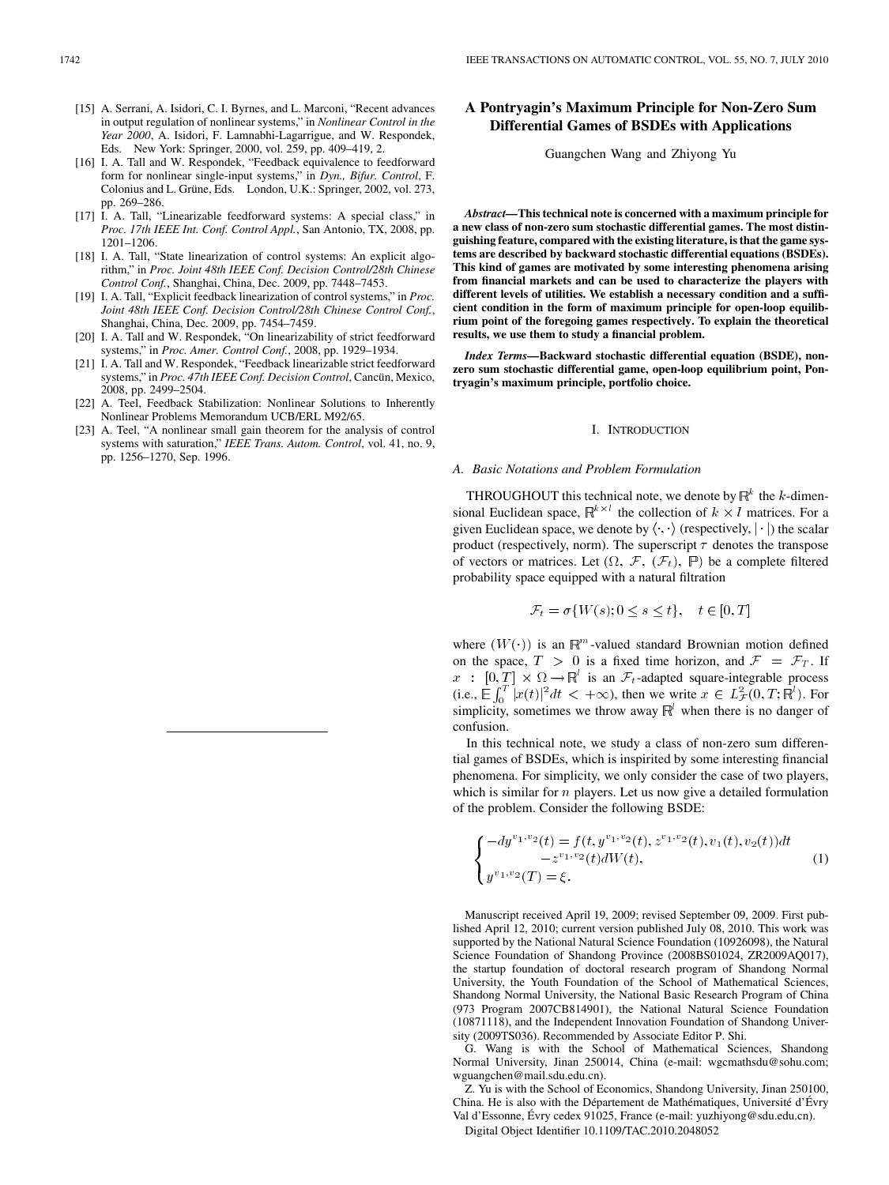[15] A. Serrani, A. Isidori, C. I. Byrnes, and L. Marconi, "Recent advances in output regulation of nonlinear systems," in *Nonlinear Control in the Year 2000*, A. Isidori, F. Lamnabhi-Lagarrigue, and W. Respondek, Eds. New York: Springer, 2000, vol. 259, pp. 409–419, 2.

[16] I. A. Tall and W. Respondek, "Feedback equivalence to feedforward form for nonlinear single-input systems," in *Dyn., Bifur. Control*, F. Colonius and L. Grüne, Eds. London, U.K.: Springer, 2002, vol. 273, pp. 269–286.

[17] I. A. Tall, "Linearizable feedforward systems: A special class," in *Proc. 17th IEEE Int. Conf. Control Appl.*, San Antonio, TX, 2008, pp. 1201–1206.

[18] I. A. Tall, "State linearization of control systems: An explicit algorithm," in *Proc. Joint 48th IEEE Conf. Decision Control/28th Chinese Control Conf.*, Shanghai, China, Dec. 2009, pp. 7448–7453.

[19] I. A. Tall, "Explicit feedback linearization of control systems," in *Proc. Joint 48th IEEE Conf. Decision Control/28th Chinese Control Conf.*, Shanghai, China, Dec. 2009, pp. 7454–7459.

[20] I. A. Tall and W. Respondek, "On linearizability of strict feedforward systems," in *Proc. Amer. Control Conf.*, 2008, pp. 1929–1934.

[21] I. A. Tall and W. Respondek, "Feedback linearizable strict feedforward systems," in *Proc. 47th IEEE Conf. Decision Control*, Cancün, Mexico, 2008, pp. 2499–2504.

[22] A. Teel, Feedback Stabilization: Nonlinear Solutions to Inherently Nonlinear Problems Memorandum UCB/ERL M92/65.

[23] A. Teel, "A nonlinear small gain theorem for the analysis of control systems with saturation," *IEEE Trans. Autom. Control*, vol. 41, no. 9, pp. 1256–1270, Sep. 1996.

# A Pontryagin's Maximum Principle for Non-Zero Sum Differential Games of BSDEs with Applications

Guangchen Wang and Zhiyong Yu

***Abstract*—This technical note is concerned with a maximum principle for a new class of non-zero sum stochastic differential games. The most distinguishing feature, compared with the existing literature, is that the game systems are described by backward stochastic differential equations (BSDEs). This kind of games are motivated by some interesting phenomena arising from financial markets and can be used to characterize the players with different levels of utilities. We establish a necessary condition and a sufficient condition in the form of maximum principle for open-loop equilibrium point of the foregoing games respectively. To explain the theoretical results, we use them to study a financial problem.**

***Index Terms*—Backward stochastic differential equation (BSDE), nonzero sum stochastic differential game, open-loop equilibrium point, Pontryagin's maximum principle, portfolio choice.**

## I. Introduction

### A. Basic Notations and Problem Formulation

THROUGHOUT this technical note, we denote by $\mathbb{R}^k$ the $k$-dimensional Euclidean space, $\mathbb{R}^{k\times l}$ the collection of $k \times l$ matrices. For a given Euclidean space, we denote by $\langle\cdot,\cdot\rangle$ (respectively, $|\cdot|$) the scalar product (respectively, norm). The superscript $\tau$ denotes the transpose of vectors or matrices. Let $(\Omega,\ \mathcal{F},\ (\mathcal{F}_t),\ \mathbb{P})$ be a complete filtered probability space equipped with a natural filtration

$$\mathcal{F}_t = \sigma\{W(s); 0 \le s \le t\}, \quad t \in [0,T]$$

where $(W(\cdot))$ is an $\mathbb{R}^m$-valued standard Brownian motion defined on the space, $T > 0$ is a fixed time horizon, and $\mathcal{F} = \mathcal{F}_T$. If $x : [0,T] \times \Omega \to \mathbb{R}^l$ is an $\mathcal{F}_t$-adapted square-integrable process (i.e., $\mathbb{E}\int_0^T |x(t)|^2 dt < +\infty$), then we write $x \in L^2_{\mathcal{F}}(0,T;\mathbb{R}^l)$. For simplicity, sometimes we throw away $\mathbb{R}^l$ when there is no danger of confusion.

In this technical note, we study a class of non-zero sum differential games of BSDEs, which is inspirited by some interesting financial phenomena. For simplicity, we only consider the case of two players, which is similar for $n$ players. Let us now give a detailed formulation of the problem. Consider the following BSDE:

$$\begin{cases} -dy^{v_1,v_2}(t) = f(t, y^{v_1,v_2}(t), z^{v_1,v_2}(t), v_1(t), v_2(t))dt \\ \qquad\qquad -z^{v_1,v_2}(t)dW(t), \\ y^{v_1,v_2}(T) = \xi. \end{cases} \tag{1}$$

Manuscript received April 19, 2009; revised September 09, 2009. First published April 12, 2010; current version published July 08, 2010. This work was supported by the National Natural Science Foundation (10926098), the Natural Science Foundation of Shandong Province (2008BS01024, ZR2009AQ017), the startup foundation of doctoral research program of Shandong Normal University, the Youth Foundation of the School of Mathematical Sciences, Shandong Normal University, the National Basic Research Program of China (973 Program 2007CB814901), the National Natural Science Foundation (10871118), and the Independent Innovation Foundation of Shandong University (2009TS036). Recommended by Associate Editor P. Shi.

G. Wang is with the School of Mathematical Sciences, Shandong Normal University, Jinan 250014, China (e-mail: wgcmathsdu@sohu.com; wguangchen@mail.sdu.edu.cn).

Z. Yu is with the School of Economics, Shandong University, Jinan 250100, China. He is also with the Département de Mathématiques, Université d'Évry Val d'Essonne, Évry cedex 91025, France (e-mail: yuzhiyong@sdu.edu.cn).

Digital Object Identifier 10.1109/TAC.2010.2048052